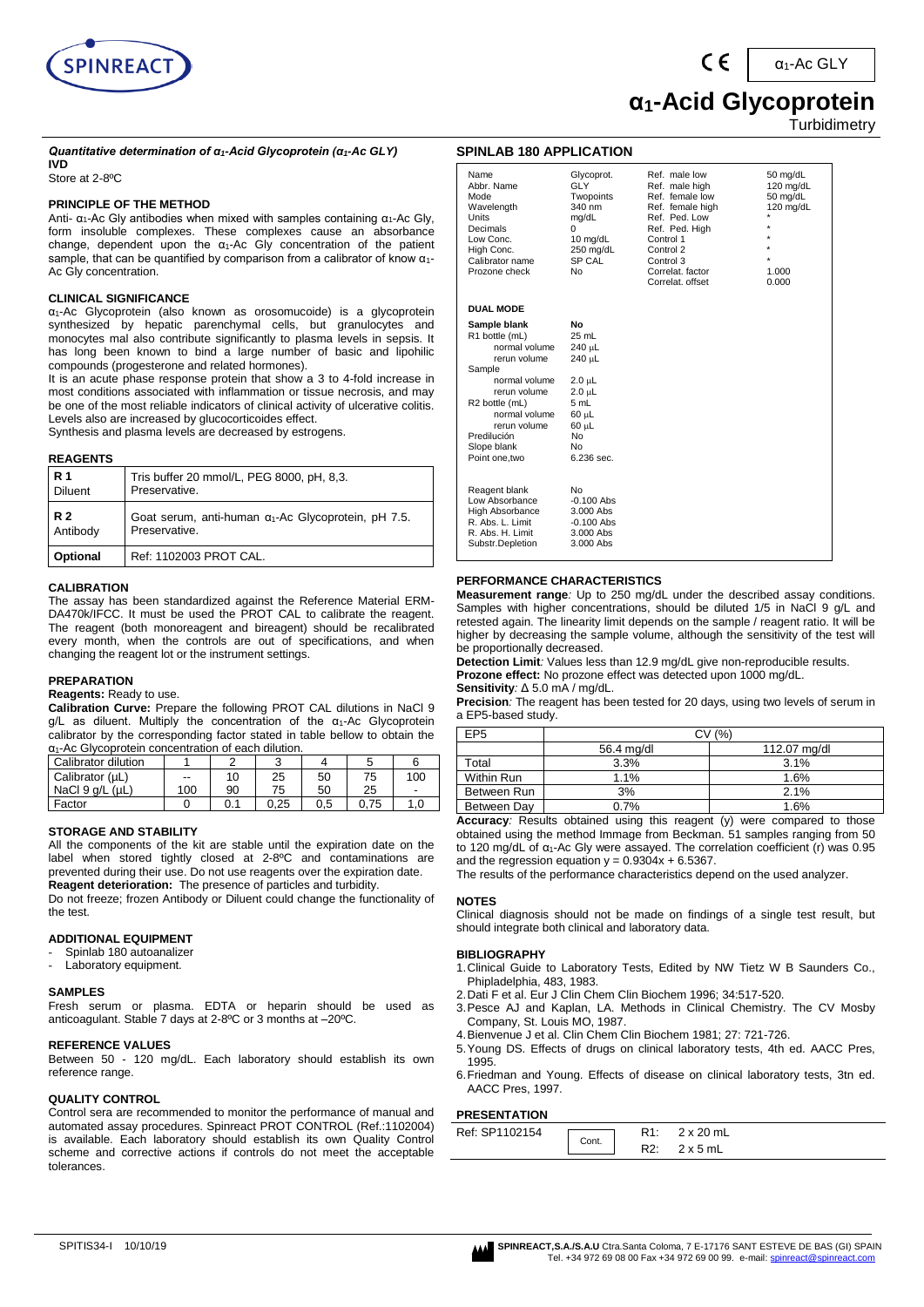# $\alpha_1$-Acid Glycoprotein

$\alpha_1$-Ac GLY

Turbidimetry

***Quantitative determination of $\alpha_1$-Acid Glycoprotein ($\alpha_1$-Ac GLY)***

**IVD**

Store at 2-8ºC

## PRINCIPLE OF THE METHOD

Anti- $\alpha_1$-Ac Gly antibodies when mixed with samples containing $\alpha_1$-Ac Gly, form insoluble complexes. These complexes cause an absorbance change, dependent upon the $\alpha_1$-Ac Gly concentration of the patient sample, that can be quantified by comparison from a calibrator of know $\alpha_1$-Ac Gly concentration.

## CLINICAL SIGNIFICANCE

$\alpha_1$-Ac Glycoprotein (also known as orosomucoide) is a glycoprotein synthesized by hepatic parenchymal cells, but granulocytes and monocytes mal also contribute significantly to plasma levels in sepsis. It has long been known to bind a large number of basic and lipohilic compounds (progesterone and related hormones).

It is an acute phase response protein that show a 3 to 4-fold increase in most conditions associated with inflammation or tissue necrosis, and may be one of the most reliable indicators of clinical activity of ulcerative colitis. Levels also are increased by glucocorticoides effect.

Synthesis and plasma levels are decreased by estrogens.

## REAGENTS

| | |
|---|---|
| **R 1** Diluent | Tris buffer 20 mmol/L, PEG 8000, pH, 8,3. Preservative. |
| **R 2** Antibody | Goat serum, anti-human $\alpha_1$-Ac Glycoprotein, pH 7.5. Preservative. |
| **Optional** | Ref: 1102003 PROT CAL. |

## CALIBRATION

The assay has been standardized against the Reference Material ERM-DA470k/IFCC. It must be used the PROT CAL to calibrate the reagent. The reagent (both monoreagent and bireagent) should be recalibrated every month, when the controls are out of specifications, and when changing the reagent lot or the instrument settings.

## PREPARATION

**Reagents:** Ready to use.

**Calibration Curve:** Prepare the following PROT CAL dilutions in NaCl 9 g/L as diluent. Multiply the concentration of the $\alpha_1$-Ac Glycoprotein calibrator by the corresponding factor stated in table bellow to obtain the $\alpha_1$-Ac Glycoprotein concentration of each dilution.

| Calibrator dilution | 1 | 2 | 3 | 4 | 5 | 6 |
|---|---|---|---|---|---|---|
| Calibrator (µL) | -- | 10 | 25 | 50 | 75 | 100 |
| NaCl 9 g/L (µL) | 100 | 90 | 75 | 50 | 25 | - |
| Factor | 0 | 0.1 | 0,25 | 0,5 | 0,75 | 1,0 |

## STORAGE AND STABILITY

All the components of the kit are stable until the expiration date on the label when stored tightly closed at 2-8ºC and contaminations are prevented during their use. Do not use reagents over the expiration date.

**Reagent deterioration:** The presence of particles and turbidity.

Do not freeze; frozen Antibody or Diluent could change the functionality of the test.

## ADDITIONAL EQUIPMENT

- Spinlab 180 autoanalizer
- Laboratory equipment.

## SAMPLES

Fresh serum or plasma. EDTA or heparin should be used as anticoagulant. Stable 7 days at 2-8ºC or 3 months at –20ºC.

## REFERENCE VALUES

Between 50 - 120 mg/dL. Each laboratory should establish its own reference range.

## QUALITY CONTROL

Control sera are recommended to monitor the performance of manual and automated assay procedures. Spinreact PROT CONTROL (Ref.:1102004) is available. Each laboratory should establish its own Quality Control scheme and corrective actions if controls do not meet the acceptable tolerances.

## SPINLAB 180 APPLICATION

| | | | |
|---|---|---|---|
| Name | Glycoprot. | Ref. male low | 50 mg/dL |
| Abbr. Name | GLY | Ref. male high | 120 mg/dL |
| Mode | Twopoints | Ref. female low | 50 mg/dL |
| Wavelength | 340 nm | Ref. female high | 120 mg/dL |
| Units | mg/dL | Ref. Ped. Low | * |
| Decimals | 0 | Ref. Ped. High | * |
| Low Conc. | 10 mg/dL | Control 1 | * |
| High Conc. | 250 mg/dL | Control 2 | * |
| Calibrator name | SP CAL | Control 3 | * |
| Prozone check | No | Correlat. factor | 1.000 |
| | | Correlat. offset | 0.000 |

**DUAL MODE**

| | |
|---|---|
| **Sample blank** | **No** |
| R1 bottle (mL) | 25 mL |
| normal volume | 240 µL |
| rerun volume | 240 µL |
| Sample | |
| normal volume | 2.0 µL |
| rerun volume | 2.0 µL |
| R2 bottle (mL) | 5 mL |
| normal volume | 60 µL |
| rerun volume | 60 µL |
| Predilución | No |
| Slope blank | No |
| Point one,two | 6.236 sec. |

| | |
|---|---|
| Reagent blank | No |
| Low Absorbance | -0.100 Abs |
| High Absorbance | 3.000 Abs |
| R. Abs. L. Limit | -0.100 Abs |
| R. Abs. H. Limit | 3.000 Abs |
| Substr.Depletion | 3.000 Abs |

## PERFORMANCE CHARACTERISTICS

**Measurement range***:* Up to 250 mg/dL under the described assay conditions. Samples with higher concentrations, should be diluted 1/5 in NaCl 9 g/L and retested again. The linearity limit depends on the sample / reagent ratio. It will be higher by decreasing the sample volume, although the sensitivity of the test will be proportionally decreased.

**Detection Limit***:* Values less than 12.9 mg/dL give non-reproducible results.

**Prozone effect:** No prozone effect was detected upon 1000 mg/dL.

**Sensitivity***:* Δ 5.0 mA / mg/dL.

**Precision***:* The reagent has been tested for 20 days, using two levels of serum in a EP5-based study.

| EP5 | CV (%) | |
|---|---|---|
| | 56.4 mg/dl | 112.07 mg/dl |
| Total | 3.3% | 3.1% |
| Within Run | 1.1% | 1.6% |
| Between Run | 3% | 2.1% |
| Between Day | 0.7% | 1.6% |

**Accuracy***:* Results obtained using this reagent (y) were compared to those obtained using the method Immage from Beckman. 51 samples ranging from 50 to 120 mg/dL of $\alpha_1$-Ac Gly were assayed. The correlation coefficient (r) was 0.95 and the regression equation $y = 0.9304x + 6.5367$.

The results of the performance characteristics depend on the used analyzer.

## NOTES

Clinical diagnosis should not be made on findings of a single test result, but should integrate both clinical and laboratory data.

## BIBLIOGRAPHY

1. Clinical Guide to Laboratory Tests, Edited by NW Tietz W B Saunders Co., Phipladelphia, 483, 1983.
2. Dati F et al. Eur J Clin Chem Clin Biochem 1996; 34:517-520.
3. Pesce AJ and Kaplan, LA. Methods in Clinical Chemistry. The CV Mosby Company, St. Louis MO, 1987.
4. Bienvenue J et al. Clin Chem Clin Biochem 1981; 27: 721-726.
5. Young DS. Effects of drugs on clinical laboratory tests, 4th ed. AACC Pres, 1995.
6. Friedman and Young. Effects of disease on clinical laboratory tests, 3tn ed. AACC Pres, 1997.

## PRESENTATION

| | | |
|---|---|---|
| Ref: SP1102154 | Cont. | R1: 2 x 20 mL |
| | | R2: 2 x 5 mL |

SPITIS34-I 10/10/19

**SPINREACT,S.A./S.A.U** Ctra.Santa Coloma, 7 E-17176 SANT ESTEVE DE BAS (GI) SPAIN Tel. +34 972 69 08 00 Fax +34 972 69 00 99. e-mail: spinreact@spinreact.com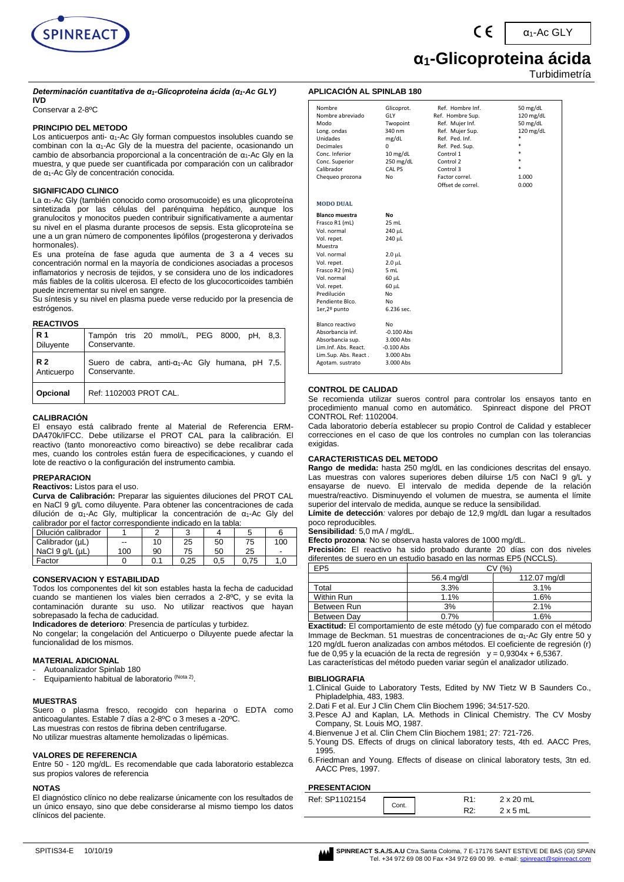α₁-Ac GLY

# α₁-Glicoproteina ácida

Turbidimetría

***Determinación cuantitativa de α₁-Glicoproteina ácida (α₁-Ac GLY)***
**IVD**
Conservar a 2-8ºC

### PRINCIPIO DEL METODO

Los anticuerpos anti- α₁-Ac Gly forman compuestos insolubles cuando se combinan con la α₁-Ac Gly de la muestra del paciente, ocasionando un cambio de absorbancia proporcional a la concentración de α₁-Ac Gly en la muestra, y que puede ser cuantificada por comparación con un calibrador de α₁-Ac Gly de concentración conocida.

### SIGNIFICADO CLINICO

La α₁-Ac Gly (también conocido como orosomucoide) es una glicoproteína sintetizada por las células del parénquima hepático, aunque los granulocitos y monocitos pueden contribuir significativamente a aumentar su nivel en el plasma durante procesos de sepsis. Esta glicoproteína se une a un gran número de componentes lipófilos (progesterona y derivados hormonales).

Es una proteína de fase aguda que aumenta de 3 a 4 veces su concentración normal en la mayoría de condiciones asociadas a procesos inflamatorios y necrosis de tejidos, y se considera uno de los indicadores más fiables de la colitis ulcerosa. El efecto de los glucocorticoides también puede incrementar su nivel en sangre.

Su síntesis y su nivel en plasma puede verse reducido por la presencia de estrógenos.

### REACTIVOS

| | |
|---|---|
| **R 1** Diluyente | Tampón tris 20 mmol/L, PEG 8000, pH, 8,3. Conservante. |
| **R 2** Anticuerpo | Suero de cabra, anti-α₁-Ac Gly humana, pH 7,5. Conservante. |
| **Opcional** | Ref: 1102003 PROT CAL. |

### CALIBRACIÓN

El ensayo está calibrado frente al Material de Referencia ERM-DA470k/IFCC. Debe utilizarse el PROT CAL para la calibración. El reactivo (tanto monoreactivo como bireactivo) se debe recalibrar cada mes, cuando los controles están fuera de especificaciones, y cuando el lote de reactivo o la configuración del instrumento cambia.

### PREPARACION

**Reactivos:** Listos para el uso.

**Curva de Calibración:** Preparar las siguientes diluciones del PROT CAL en NaCl 9 g/L como diluyente. Para obtener las concentraciones de cada dilución de α₁-Ac Gly, multiplicar la concentración de α₁-Ac Gly del calibrador por el factor correspondiente indicado en la tabla:

| Dilución calibrador | 1 | 2 | 3 | 4 | 5 | 6 |
|---|---|---|---|---|---|---|
| Calibrador (µL) | -- | 10 | 25 | 50 | 75 | 100 |
| NaCl 9 g/L (µL) | 100 | 90 | 75 | 50 | 25 | - |
| Factor | 0 | 0.1 | 0,25 | 0,5 | 0,75 | 1,0 |

### CONSERVACION Y ESTABILIDAD

Todos los componentes del kit son estables hasta la fecha de caducidad cuando se mantienen los viales bien cerrados a 2-8ºC, y se evita la contaminación durante su uso. No utilizar reactivos que hayan sobrepasado la fecha de caducidad.

**Indicadores de deterioro**: Presencia de partículas y turbidez.

No congelar; la congelación del Anticuerpo o Diluyente puede afectar la funcionalidad de los mismos.

### MATERIAL ADICIONAL

- Autoanalizador Spinlab 180
- Equipamiento habitual de laboratorio (Nota 2).

### MUESTRAS

Suero o plasma fresco, recogido con heparina o EDTA como anticoagulantes. Estable 7 días a 2-8ºC o 3 meses a -20ºC.

Las muestras con restos de fibrina deben centrifugarse.

No utilizar muestras altamente hemolizadas o lipémicas.

### VALORES DE REFERENCIA

Entre 50 - 120 mg/dL. Es recomendable que cada laboratorio establezca sus propios valores de referencia

### NOTAS

El diagnóstico clínico no debe realizarse únicamente con los resultados de un único ensayo, sino que debe considerarse al mismo tiempo los datos clínicos del paciente.

### APLICACIÓN AL SPINLAB 180

| | | | |
|---|---|---|---|
| Nombre | Glicoprot. | Ref. Hombre Inf. | 50 mg/dL |
| Nombre abreviado | GLY | Ref. Hombre Sup. | 120 mg/dL |
| Modo | Twopoint | Ref. Mujer Inf. | 50 mg/dL |
| Long. ondas | 340 nm | Ref. Mujer Sup. | 120 mg/dL |
| Unidades | mg/dL | Ref. Ped. Inf. | * |
| Decimales | 0 | Ref. Ped. Sup. | * |
| Conc. Inferior | 10 mg/dL | Control 1 | * |
| Conc. Superior | 250 mg/dL | Control 2 | * |
| Calibrador | CAL PS | Control 3 | * |
| Chequeo prozona | No | Factor correl. | 1.000 |
| | | Offset de correl. | 0.000 |

**MODO DUAL**

| | |
|---|---|
| **Blanco muestra** | **No** |
| Frasco R1 (mL) | 25 mL |
| Vol. normal | 240 µL |
| Vol. repet. | 240 µL |
| Muestra | |
| Vol. normal | 2.0 µL |
| Vol. repet. | 2.0 µL |
| Frasco R2 (mL) | 5 mL |
| Vol. normal | 60 µL |
| Vol. repet. | 60 µL |
| Predilución | No |
| Pendiente Blco. | No |
| 1er,2º punto | 6.236 sec. |
| | |
| Blanco reactivo | No |
| Absorbancia inf. | -0.100 Abs |
| Absorbancia sup. | 3.000 Abs |
| Lim.Inf. Abs. React. | -0.100 Abs |
| Lim.Sup. Abs. React . | 3.000 Abs |
| Agotam. sustrato | 3.000 Abs |

### CONTROL DE CALIDAD

Se recomienda utilizar sueros control para controlar los ensayos tanto en procedimiento manual como en automático. Spinreact dispone del PROT CONTROL Ref: 1102004.

Cada laboratorio debería establecer su propio Control de Calidad y establecer correcciones en el caso de que los controles no cumplan con las tolerancias exigidas.

### CARACTERISTICAS DEL METODO

**Rango de medida:** hasta 250 mg/dL en las condiciones descritas del ensayo. Las muestras con valores superiores deben diluirse 1/5 con NaCl 9 g/L y ensayarse de nuevo. El intervalo de medida depende de la relación muestra/reactivo. Disminuyendo el volumen de muestra, se aumenta el límite superior del intervalo de medida, aunque se reduce la sensibilidad.

**Límite de detección***:* valores por debajo de 12,9 mg/dL dan lugar a resultados poco reproducibles.

**Sensibilidad***:* 5,0 mA / mg/dL.

**Efecto prozona***:* No se observa hasta valores de 1000 mg/dL.

**Precisión:** El reactivo ha sido probado durante 20 días con dos niveles diferentes de suero en un estudio basado en las normas EP5 (NCCLS).

| EP5 | CV (%) | |
|---|---|---|
| | 56.4 mg/dl | 112.07 mg/dl |
| Total | 3.3% | 3.1% |
| Within Run | 1.1% | 1.6% |
| Between Run | 3% | 2.1% |
| Between Day | 0.7% | 1.6% |

**Exactitud:** El comportamiento de este método (y) fue comparado con el método Immage de Beckman. 51 muestras de concentraciones de α₁-Ac Gly entre 50 y 120 mg/dL fueron analizadas con ambos métodos. El coeficiente de regresión (r) fue de 0,95 y la ecuación de la recta de regresión $y = 0{,}9304x + 6{,}5367$.

Las características del método pueden variar según el analizador utilizado.

### BIBLIOGRAFIA

1. Clinical Guide to Laboratory Tests, Edited by NW Tietz W B Saunders Co., Phipladelphia, 483, 1983.
2. Dati F et al. Eur J Clin Chem Clin Biochem 1996; 34:517-520.
3. Pesce AJ and Kaplan, LA. Methods in Clinical Chemistry. The CV Mosby Company, St. Louis MO, 1987.
4. Bienvenue J et al. Clin Chem Clin Biochem 1981; 27: 721-726.
5. Young DS. Effects of drugs on clinical laboratory tests, 4th ed. AACC Pres, 1995.
6. Friedman and Young. Effects of disease on clinical laboratory tests, 3tn ed. AACC Pres, 1997.

### PRESENTACION

| Ref: SP1102154 | Cont. | R1: | 2 x 20 mL |
|---|---|---|---|
| | | R2: | 2 x 5 mL |

SPITIS34-E 10/10/19

**SPINREACT S.A./S.A.U** Ctra.Santa Coloma, 7 E-17176 SANT ESTEVE DE BAS (GI) SPAIN
Tel. +34 972 69 08 00 Fax +34 972 69 00 99. e-mail: spinreact@spinreact.com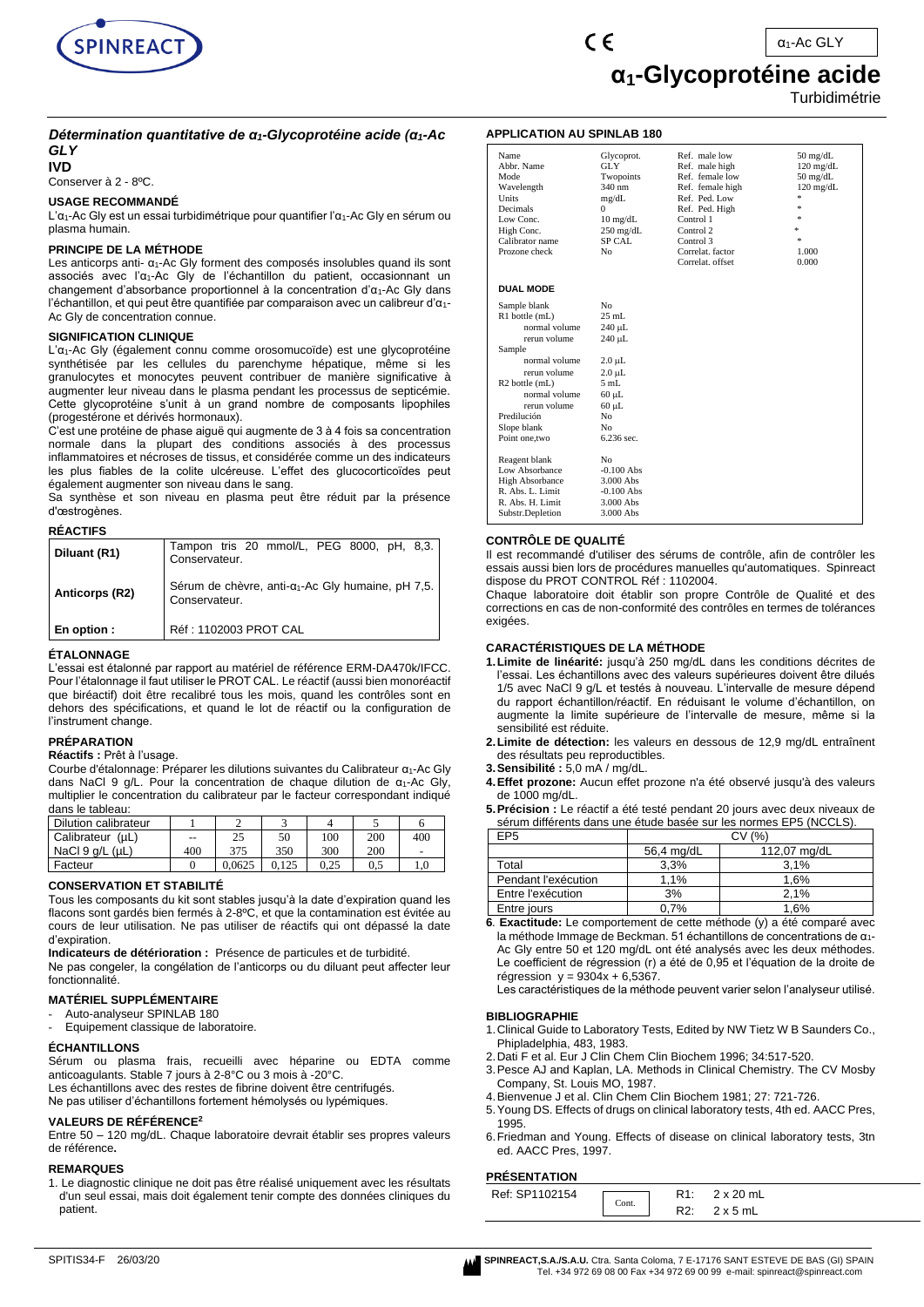α$_1$-Ac GLY

# α$_1$-Glycoprotéine acide

Turbidimétrie

### *Détermination quantitative de α$_1$-Glycoprotéine acide (α$_1$-Ac GLY*

**IVD**

Conserver à 2 - 8ºC.

**USAGE RECOMMANDÉ**

L'α$_1$-Ac Gly est un essai turbidimétrique pour quantifier l'α$_1$-Ac Gly en sérum ou plasma humain.

**PRINCIPE DE LA MÉTHODE**

Les anticorps anti- α$_1$-Ac Gly forment des composés insolubles quand ils sont associés avec l'α$_1$-Ac Gly de l'échantillon du patient, occasionnant un changement d'absorbance proportionnel à la concentration d'α$_1$-Ac Gly dans l'échantillon, et qui peut être quantifiée par comparaison avec un calibreur d'α$_1$-Ac Gly de concentration connue.

**SIGNIFICATION CLINIQUE**

L'α$_1$-Ac Gly (également connu comme orosomucoïde) est une glycoprotéine synthétisée par les cellules du parenchyme hépatique, même si les granulocytes et monocytes peuvent contribuer de manière significative à augmenter leur niveau dans le plasma pendant les processus de septicémie. Cette glycoprotéine s'unit à un grand nombre de composants lipophiles (progestérone et dérivés hormonaux).

C'est une protéine de phase aiguë qui augmente de 3 à 4 fois sa concentration normale dans la plupart des conditions associés à des processus inflammatoires et nécroses de tissus, et considérée comme un des indicateurs les plus fiables de la colite ulcéreuse. L'effet des glucocorticoïdes peut également augmenter son niveau dans le sang.

Sa synthèse et son niveau en plasma peut être réduit par la présence d'œstrogènes.

**RÉACTIFS**

| | |
|---|---|
| **Diluant (R1)** | Tampon tris 20 mmol/L, PEG 8000, pH, 8,3. Conservateur. |
| **Anticorps (R2)** | Sérum de chèvre, anti-α$_1$-Ac Gly humaine, pH 7,5. Conservateur. |
| **En option :** | Réf : 1102003 PROT CAL |

**ÉTALONNAGE**

L'essai est étalonné par rapport au matériel de référence ERM-DA470k/IFCC. Pour l'étalonnage il faut utiliser le PROT CAL. Le réactif (aussi bien monoréactif que biréactif) doit être recalibré tous les mois, quand les contrôles sont en dehors des spécifications, et quand le lot de réactif ou la configuration de l'instrument change.

**PRÉPARATION**

**Réactifs :** Prêt à l'usage.

Courbe d'étalonnage: Préparer les dilutions suivantes du Calibrateur α$_1$-Ac Gly dans NaCl 9 g/L. Pour la concentration de chaque dilution de α$_1$-Ac Gly, multiplier le concentration du calibrateur par le facteur correspondant indiqué dans le tableau:

| Dilution calibrateur | 1 | 2 | 3 | 4 | 5 | 6 |
|---|---|---|---|---|---|---|
| Calibrateur (µL) | -- | 25 | 50 | 100 | 200 | 400 |
| NaCl 9 g/L (µL) | 400 | 375 | 350 | 300 | 200 | - |
| Facteur | 0 | 0,0625 | 0,125 | 0,25 | 0,5 | 1,0 |

**CONSERVATION ET STABILITÉ**

Tous les composants du kit sont stables jusqu'à la date d'expiration quand les flacons sont gardés bien fermés à 2-8ºC, et que la contamination est évitée au cours de leur utilisation. Ne pas utiliser de réactifs qui ont dépassé la date d'expiration.

**Indicateurs de détérioration :** Présence de particules et de turbidité.

Ne pas congeler, la congélation de l'anticorps ou du diluant peut affecter leur fonctionnalité.

**MATÉRIEL SUPPLÉMENTAIRE**

- Auto-analyseur SPINLAB 180
- Equipement classique de laboratoire.

**ÉCHANTILLONS**

Sérum ou plasma frais, recueilli avec héparine ou EDTA comme anticoagulants. Stable 7 jours à 2-8°C ou 3 mois à -20°C.

Les échantillons avec des restes de fibrine doivent être centrifugés.

Ne pas utiliser d'échantillons fortement hémolysés ou lypémiques.

**VALEURS DE RÉFÉRENCE[2]**

Entre 50 – 120 mg/dL. Chaque laboratoire devrait établir ses propres valeurs de référence**.**

**REMARQUES**

1. Le diagnostic clinique ne doit pas être réalisé uniquement avec les résultats d'un seul essai, mais doit également tenir compte des données cliniques du patient.

**APPLICATION AU SPINLAB 180**

| | | | |
|---|---|---|---|
| Name | Glycoprot. | Ref. male low | 50 mg/dL |
| Abbr. Name | GLY | Ref. male high | 120 mg/dL |
| Mode | Twopoints | Ref. female low | 50 mg/dL |
| Wavelength | 340 nm | Ref. female high | 120 mg/dL |
| Units | mg/dL | Ref. Ped. Low | * |
| Decimals | 0 | Ref. Ped. High | * |
| Low Conc. | 10 mg/dL | Control 1 | * |
| High Conc. | 250 mg/dL | Control 2 | * |
| Calibrator name | SP CAL | Control 3 | * |
| Prozone check | No | Correlat. factor | 1.000 |
| | | Correlat. offset | 0.000 |

**DUAL MODE**

| | |
|---|---|
| Sample blank | No |
| R1 bottle (mL) | 25 mL |
| normal volume | 240 µL |
| rerun volume | 240 µL |
| Sample | |
| normal volume | 2.0 µL |
| rerun volume | 2.0 µL |
| R2 bottle (mL) | 5 mL |
| normal volume | 60 µL |
| rerun volume | 60 µL |
| Predilución | No |
| Slope blank | No |
| Point one,two | 6.236 sec. |
| Reagent blank | No |
| Low Absorbance | -0.100 Abs |
| High Absorbance | 3.000 Abs |
| R. Abs. L. Limit | -0.100 Abs |
| R. Abs. H. Limit | 3.000 Abs |
| Substr.Depletion | 3.000 Abs |

**CONTRÔLE DE QUALITÉ**

Il est recommandé d'utiliser des sérums de contrôle, afin de contrôler les essais aussi bien lors de procédures manuelles qu'automatiques. Spinreact dispose du PROT CONTROL Réf : 1102004.

Chaque laboratoire doit établir son propre Contrôle de Qualité et des corrections en cas de non-conformité des contrôles en termes de tolérances exigées.

**CARACTÉRISTIQUES DE LA MÉTHODE**

1. **Limite de linéarité:** jusqu'à 250 mg/dL dans les conditions décrites de l'essai. Les échantillons avec des valeurs supérieures doivent être dilués 1/5 avec NaCl 9 g/L et testés à nouveau. L'intervalle de mesure dépend du rapport échantillon/réactif. En réduisant le volume d'échantillon, on augmente la limite supérieure de l'intervalle de mesure, même si la sensibilité est réduite.
2. **Limite de détection:** les valeurs en dessous de 12,9 mg/dL entraînent des résultats peu reproductibles.
3. **Sensibilité :** 5,0 mA / mg/dL.
4. **Effet prozone:** Aucun effet prozone n'a été observé jusqu'à des valeurs de 1000 mg/dL.
5. **Précision :** Le réactif a été testé pendant 20 jours avec deux niveaux de sérum différents dans une étude basée sur les normes EP5 (NCCLS).

| EP5 | CV (%) | |
|---|---|---|
| | 56,4 mg/dL | 112,07 mg/dL |
| Total | 3,3% | 3,1% |
| Pendant l'exécution | 1,1% | 1,6% |
| Entre l'exécution | 3% | 2,1% |
| Entre jours | 0,7% | 1,6% |

6. **Exactitude:** Le comportement de cette méthode (y) a été comparé avec la méthode Immage de Beckman. 51 échantillons de concentrations de α$_1$-Ac Gly entre 50 et 120 mg/dL ont été analysés avec les deux méthodes. Le coefficient de régression (r) a été de 0,95 et l'équation de la droite de régression $y = 9304x + 6{,}5367$.

Les caractéristiques de la méthode peuvent varier selon l'analyseur utilisé.

**BIBLIOGRAPHIE**

1. Clinical Guide to Laboratory Tests, Edited by NW Tietz W B Saunders Co., Phipladelphia, 483, 1983.
2. Dati F et al. Eur J Clin Chem Clin Biochem 1996; 34:517-520.
3. Pesce AJ and Kaplan, LA. Methods in Clinical Chemistry. The CV Mosby Company, St. Louis MO, 1987.
4. Bienvenue J et al. Clin Chem Clin Biochem 1981; 27: 721-726.
5. Young DS. Effects of drugs on clinical laboratory tests, 4th ed. AACC Pres, 1995.
6. Friedman and Young. Effects of disease on clinical laboratory tests, 3tn ed. AACC Pres, 1997.

**PRÉSENTATION**

| | | |
|---|---|---|
| Ref: SP1102154 | Cont. | R1: 2 x 20 mL |
| | | R2: 2 x 5 mL |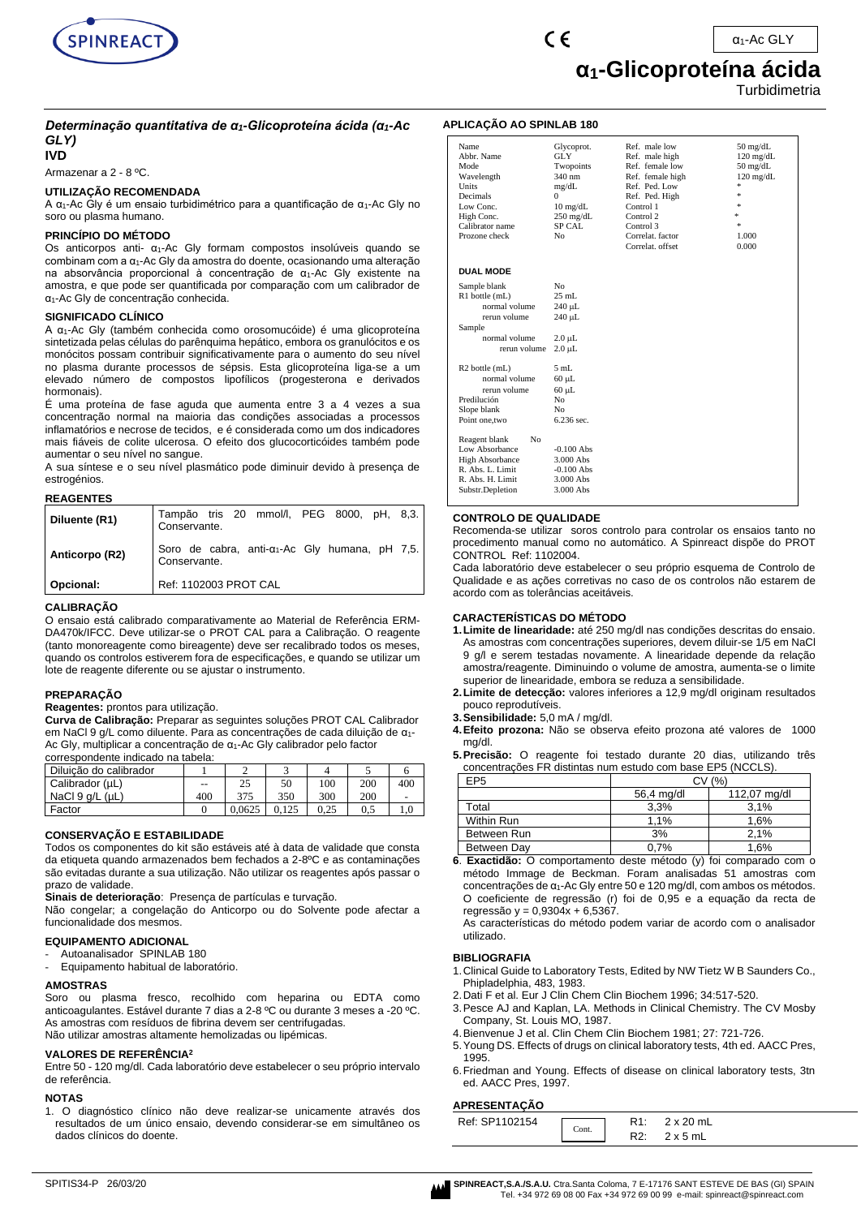α1-Ac GLY

# $\alpha_1$-Glicoproteína ácida

Turbidimetria

### *Determinação quantitativa de $\alpha_1$-Glicoproteína ácida ($\alpha_1$-Ac GLY)*

**IVD**

Armazenar a 2 - 8 ºC.

#### UTILIZAÇÃO RECOMENDADA

A $\alpha_1$-Ac Gly é um ensaio turbidimétrico para a quantificação de $\alpha_1$-Ac Gly no soro ou plasma humano.

#### PRINCÍPIO DO MÉTODO

Os anticorpos anti- $\alpha_1$-Ac Gly formam compostos insolúveis quando se combinam com a $\alpha_1$-Ac Gly da amostra do doente, ocasionando uma alteração na absorvância proporcional à concentração de $\alpha_1$-Ac Gly existente na amostra, e que pode ser quantificada por comparação com um calibrador de $\alpha_1$-Ac Gly de concentração conhecida.

#### SIGNIFICADO CLÍNICO

A $\alpha_1$-Ac Gly (também conhecida como orosomucóide) é uma glicoproteína sintetizada pelas células do parênquima hepático, embora os granulócitos e os monócitos possam contribuir significativamente para o aumento do seu nível no plasma durante processos de sépsis. Esta glicoproteína liga-se a um elevado número de compostos lipofílicos (progesterona e derivados hormonais).

É uma proteína de fase aguda que aumenta entre 3 a 4 vezes a sua concentração normal na maioria das condições associadas a processos inflamatórios e necrose de tecidos, e é considerada como um dos indicadores mais fiáveis de colite ulcerosa. O efeito dos glucocorticóides também pode aumentar o seu nível no sangue.

A sua síntese e o seu nível plasmático pode diminuir devido à presença de estrogénios.

#### REAGENTES

| | |
|---|---|
| **Diluente (R1)** | Tampão tris 20 mmol/l, PEG 8000, pH, 8,3. Conservante. |
| **Anticorpo (R2)** | Soro de cabra, anti-$\alpha_1$-Ac Gly humana, pH 7,5. Conservante. |
| **Opcional:** | Ref: 1102003 PROT CAL |

#### CALIBRAÇÃO

O ensaio está calibrado comparativamente ao Material de Referência ERM-DA470k/IFCC. Deve utilizar-se o PROT CAL para a Calibração. O reagente (tanto monoreagente como bireagente) deve ser recalibrado todos os meses, quando os controlos estiverem fora de especificações, e quando se utilizar um lote de reagente diferente ou se ajustar o instrumento.

#### PREPARAÇÃO

**Reagentes:** prontos para utilização.

**Curva de Calibração:** Preparar as seguintes soluções PROT CAL Calibrador em NaCl 9 g/L como diluente. Para as concentrações de cada diluição de $\alpha_1$-Ac Gly, multiplicar a concentração de $\alpha_1$-Ac Gly calibrador pelo factor correspondente indicado na tabela:

| Diluição do calibrador | 1 | 2 | 3 | 4 | 5 | 6 |
|---|---|---|---|---|---|---|
| Calibrador (µL) | -- | 25 | 50 | 100 | 200 | 400 |
| NaCl 9 g/L (µL) | 400 | 375 | 350 | 300 | 200 | - |
| Factor | 0 | 0,0625 | 0,125 | 0,25 | 0,5 | 1,0 |

#### CONSERVAÇÃO E ESTABILIDADE

Todos os componentes do kit são estáveis até à data de validade que consta da etiqueta quando armazenados bem fechados a 2-8ºC e as contaminações são evitadas durante a sua utilização. Não utilizar os reagentes após passar o prazo de validade.

**Sinais de deterioração**: Presença de partículas e turvação.

Não congelar; a congelação do Anticorpo ou do Solvente pode afectar a funcionalidade dos mesmos.

#### EQUIPAMENTO ADICIONAL

- Autoanalisador SPINLAB 180
- Equipamento habitual de laboratório.

#### AMOSTRAS

Soro ou plasma fresco, recolhido com heparina ou EDTA como anticoagulantes. Estável durante 7 dias a 2-8 ºC ou durante 3 meses a -20 ºC. As amostras com resíduos de fibrina devem ser centrifugadas.

Não utilizar amostras altamente hemolizadas ou lipémicas.

#### VALORES DE REFERÊNCIA[2]

Entre 50 - 120 mg/dl. Cada laboratório deve estabelecer o seu próprio intervalo de referência.

#### NOTAS

1. O diagnóstico clínico não deve realizar-se unicamente através dos resultados de um único ensaio, devendo considerar-se em simultâneo os dados clínicos do doente.

#### APLICAÇÃO AO SPINLAB 180

| | | | |
|---|---|---|---|
| Name | Glycoprot. | Ref. male low | 50 mg/dL |
| Abbr. Name | GLY | Ref. male high | 120 mg/dL |
| Mode | Twopoints | Ref. female low | 50 mg/dL |
| Wavelength | 340 nm | Ref. female high | 120 mg/dL |
| Units | mg/dL | Ref. Ped. Low | * |
| Decimals | 0 | Ref. Ped. High | * |
| Low Conc. | 10 mg/dL | Control 1 | * |
| High Conc. | 250 mg/dL | Control 2 | * |
| Calibrator name | SP CAL | Control 3 | * |
| Prozone check | No | Correlat. factor | 1.000 |
| | | Correlat. offset | 0.000 |

**DUAL MODE**

| | |
|---|---|
| Sample blank | No |
| R1 bottle (mL) | 25 mL |
| normal volume | 240 µL |
| rerun volume | 240 µL |
| Sample | |
| normal volume | 2.0 µL |
| rerun volume | 2.0 µL |
| R2 bottle (mL) | 5 mL |
| normal volume | 60 µL |
| rerun volume | 60 µL |
| Predilución | No |
| Slope blank | No |
| Point one,two | 6.236 sec. |
| Reagent blank | No |
| Low Absorbance | -0.100 Abs |
| High Absorbance | 3.000 Abs |
| R. Abs. L. Limit | -0.100 Abs |
| R. Abs. H. Limit | 3.000 Abs |
| Substr.Depletion | 3.000 Abs |

#### CONTROLO DE QUALIDADE

Recomenda-se utilizar soros controlo para controlar os ensaios tanto no procedimento manual como no automático. A Spinreact dispõe do PROT CONTROL Ref: 1102004.

Cada laboratório deve estabelecer o seu próprio esquema de Controlo de Qualidade e as ações corretivas no caso de os controlos não estarem de acordo com as tolerâncias aceitáveis.

#### CARACTERÍSTICAS DO MÉTODO

1. **Limite de linearidade:** até 250 mg/dl nas condições descritas do ensaio. As amostras com concentrações superiores, devem diluir-se 1/5 em NaCl 9 g/l e serem testadas novamente. A linearidade depende da relação amostra/reagente. Diminuindo o volume de amostra, aumenta-se o limite superior de linearidade, embora se reduza a sensibilidade.
2. **Limite de detecção:** valores inferiores a 12,9 mg/dl originam resultados pouco reprodutíveis.
3. **Sensibilidade:** 5,0 mA / mg/dl.
4. **Efeito prozona:** Não se observa efeito prozona até valores de 1000 mg/dl.
5. **Precisão:** O reagente foi testado durante 20 dias, utilizando três concentrações FR distintas num estudo com base EP5 (NCCLS).

| EP5 | CV (%) | |
|---|---|---|
| | 56,4 mg/dl | 112,07 mg/dl |
| Total | 3,3% | 3,1% |
| Within Run | 1,1% | 1,6% |
| Between Run | 3% | 2,1% |
| Between Day | 0,7% | 1,6% |

6. **Exactidão:** O comportamento deste método (y) foi comparado com o método Immage de Beckman. Foram analisadas 51 amostras com concentrações de $\alpha_1$-Ac Gly entre 50 e 120 mg/dl, com ambos os métodos. O coeficiente de regressão (r) foi de 0,95 e a equação da recta de regressão y = 0,9304x + 6,5367.

As características do método podem variar de acordo com o analisador utilizado.

#### BIBLIOGRAFIA

1. Clinical Guide to Laboratory Tests, Edited by NW Tietz W B Saunders Co., Phipladelphia, 483, 1983.
2. Dati F et al. Eur J Clin Chem Clin Biochem 1996; 34:517-520.
3. Pesce AJ and Kaplan, LA. Methods in Clinical Chemistry. The CV Mosby Company, St. Louis MO, 1987.
4. Bienvenue J et al. Clin Chem Clin Biochem 1981; 27: 721-726.
5. Young DS. Effects of drugs on clinical laboratory tests, 4th ed. AACC Pres, 1995.
6. Friedman and Young. Effects of disease on clinical laboratory tests, 3tn ed. AACC Pres, 1997.

#### APRESENTAÇÃO

| | | |
|---|---|---|
| Ref: SP1102154 | Cont. | R1: 2 x 20 mL<br>R2: 2 x 5 mL |

SPITIS34-P 26/03/20

**SPINREACT,S.A./S.A.U.** Ctra.Santa Coloma, 7 E-17176 SANT ESTEVE DE BAS (GI) SPAIN Tel. +34 972 69 08 00 Fax +34 972 69 00 99 e-mail: spinreact@spinreact.com